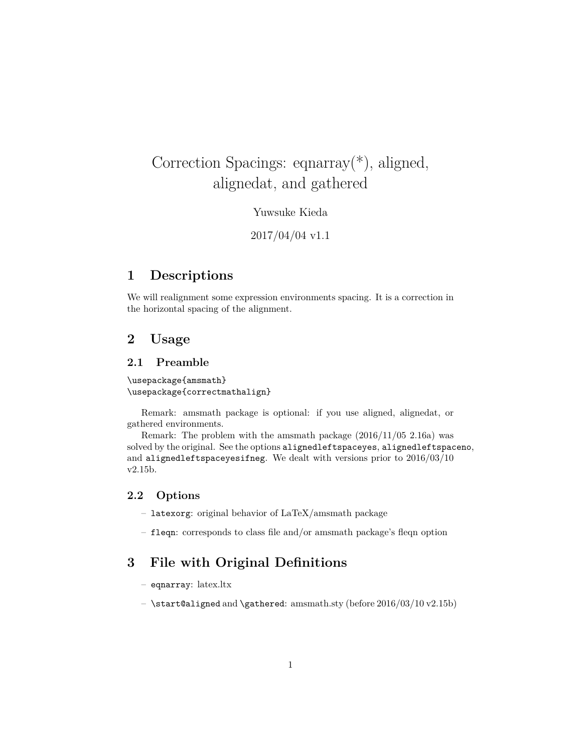# Correction Spacings: eqnarray(*), aligned, alignedat, and gathered

Yuwsuke Kieda

2017/04/04 v1.1

## 1 Descriptions

We will realignment some expression environments spacing. It is a correction in the horizontal spacing of the alignment.

## 2 Usage

### 2.1 Preamble

```
\usepackage{amsmath}
\usepackage{correctmathalign}
```

Remark: amsmath package is optional: if you use aligned, alignedat, or gathered environments.

Remark: The problem with the amsmath package (2016/11/05 2.16a) was solved by the original. See the options `alignedleftspaceyes`, `alignedleftspaceno`, and `alignedleftspaceyesifneg`. We dealt with versions prior to 2016/03/10 v2.15b.

### 2.2 Options

- `latexorg`: original behavior of LaTeX/amsmath package
- `fleqn`: corresponds to class file and/or amsmath package's fleqn option

## 3 File with Original Definitions

- `eqnarray`: latex.ltx
- `\start@aligned` and `\gathered`: amsmath.sty (before 2016/03/10 v2.15b)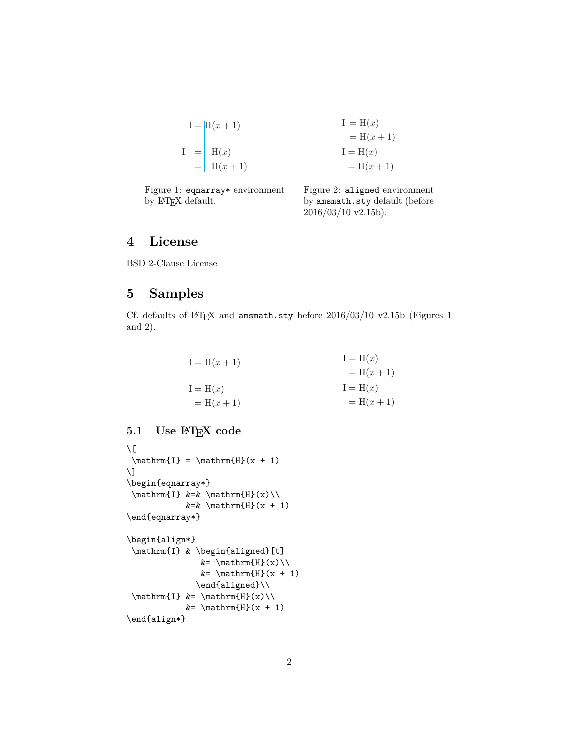$$
\begin{aligned}
\mathrm{I} &= \mathrm{H}(x+1) \\[1em]
\mathrm{I} &= \mathrm{H}(x) \\
&= \mathrm{H}(x+1)
\end{aligned}
$$

Figure 1: `eqnarray*` environment by LaTeX default.

$$
\begin{aligned}
\mathrm{I} &= \mathrm{H}(x) \\
&= \mathrm{H}(x+1) \\
\mathrm{I} &= \mathrm{H}(x) \\
&= \mathrm{H}(x+1)
\end{aligned}
$$

Figure 2: `aligned` environment by `amsmath.sty` default (before 2016/03/10 v2.15b).

# 4 License

BSD 2-Clause License

# 5 Samples

Cf. defaults of LaTeX and `amsmath.sty` before 2016/03/10 v2.15b (Figures 1 and 2).

$$
\begin{aligned}
\mathrm{I} &= \mathrm{H}(x+1) \\[1em]
\mathrm{I} &= \mathrm{H}(x) \\
&= \mathrm{H}(x+1)
\end{aligned}
\qquad
\begin{aligned}
\mathrm{I} &= \mathrm{H}(x) \\
&= \mathrm{H}(x+1) \\
\mathrm{I} &= \mathrm{H}(x) \\
&= \mathrm{H}(x+1)
\end{aligned}
$$

## 5.1 Use LaTeX code

```
\[
 \mathrm{I} = \mathrm{H}(x + 1)
\]
\begin{eqnarray*}
 \mathrm{I} &=& \mathrm{H}(x)\\
            &=& \mathrm{H}(x + 1)
\end{eqnarray*}

\begin{align*}
 \mathrm{I} & \begin{aligned}[t]
               &= \mathrm{H}(x)\\
               &= \mathrm{H}(x + 1)
              \end{aligned}\\
 \mathrm{I} &= \mathrm{H}(x)\\
            &= \mathrm{H}(x + 1)
\end{align*}
```